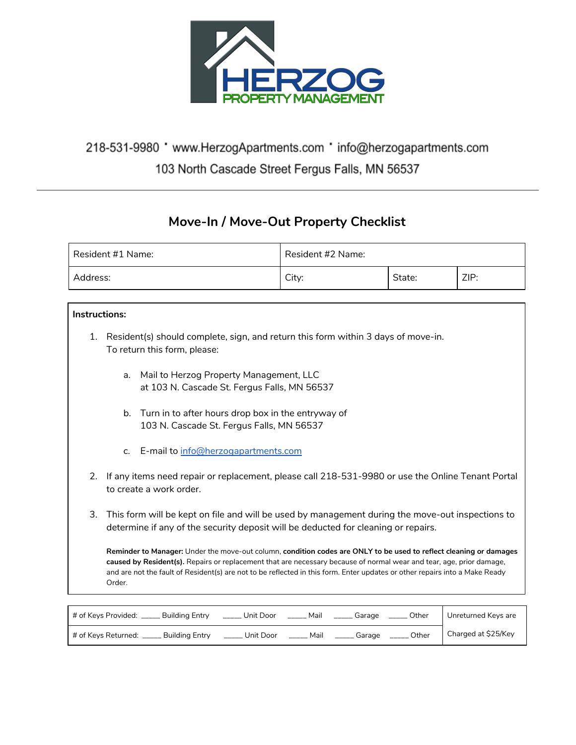HERZOG
PROPERTY MANAGEMENT

218-531-9980 • www.HerzogApartments.com • info@herzogapartments.com

103 North Cascade Street Fergus Falls, MN 56537

---

## Move-In / Move-Out Property Checklist

| Resident #1 Name: | Resident #2 Name: | | |
|---|---|---|---|
| Address: | City: | State: | ZIP: |

**Instructions:**

1. Resident(s) should complete, sign, and return this form within 3 days of move-in.
   To return this form, please:

   a. Mail to Herzog Property Management, LLC
      at 103 N. Cascade St. Fergus Falls, MN 56537

   b. Turn in to after hours drop box in the entryway of
      103 N. Cascade St. Fergus Falls, MN 56537

   c. E-mail to info@herzogapartments.com

2. If any items need repair or replacement, please call 218-531-9980 or use the Online Tenant Portal to create a work order.

3. This form will be kept on file and will be used by management during the move-out inspections to determine if any of the security deposit will be deducted for cleaning or repairs.

   **Reminder to Manager:** Under the move-out column, **condition codes are ONLY to be used to reflect cleaning or damages caused by Resident(s).** Repairs or replacement that are necessary because of normal wear and tear, age, prior damage, and are not the fault of Resident(s) are not to be reflected in this form. Enter updates or other repairs into a Make Ready Order.

| | | | | | | |
|---|---|---|---|---|---|---|
| # of Keys Provided: | _____ Building Entry | _____ Unit Door | _____ Mail | _____ Garage | _____ Other | Unreturned Keys are |
| # of Keys Returned: | _____ Building Entry | _____ Unit Door | _____ Mail | _____ Garage | _____ Other | Charged at $25/Key |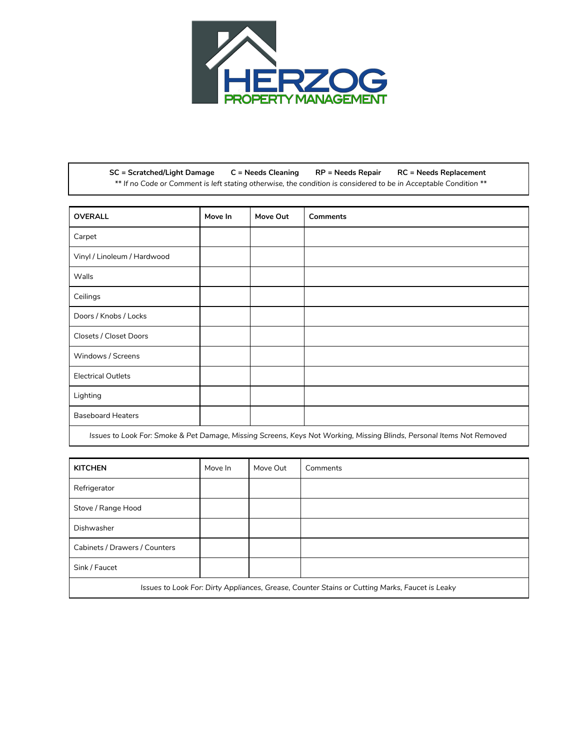**HERZOG**
**PROPERTY MANAGEMENT**

**SC = Scratched/Light Damage** **C = Needs Cleaning** **RP = Needs Repair** **RC = Needs Replacement**
*** If no Code or Comment is left stating otherwise, the condition is considered to be in Acceptable Condition ***

| **OVERALL** | **Move In** | **Move Out** | **Comments** |
|---|---|---|---|
| Carpet | | | |
| Vinyl / Linoleum / Hardwood | | | |
| Walls | | | |
| Ceilings | | | |
| Doors / Knobs / Locks | | | |
| Closets / Closet Doors | | | |
| Windows / Screens | | | |
| Electrical Outlets | | | |
| Lighting | | | |
| Baseboard Heaters | | | |
| *Issues to Look For: Smoke & Pet Damage, Missing Screens, Keys Not Working, Missing Blinds, Personal Items Not Removed* | | | |

| **KITCHEN** | Move In | Move Out | Comments |
|---|---|---|---|
| Refrigerator | | | |
| Stove / Range Hood | | | |
| Dishwasher | | | |
| Cabinets / Drawers / Counters | | | |
| Sink / Faucet | | | |
| *Issues to Look For: Dirty Appliances, Grease, Counter Stains or Cutting Marks, Faucet is Leaky* | | | |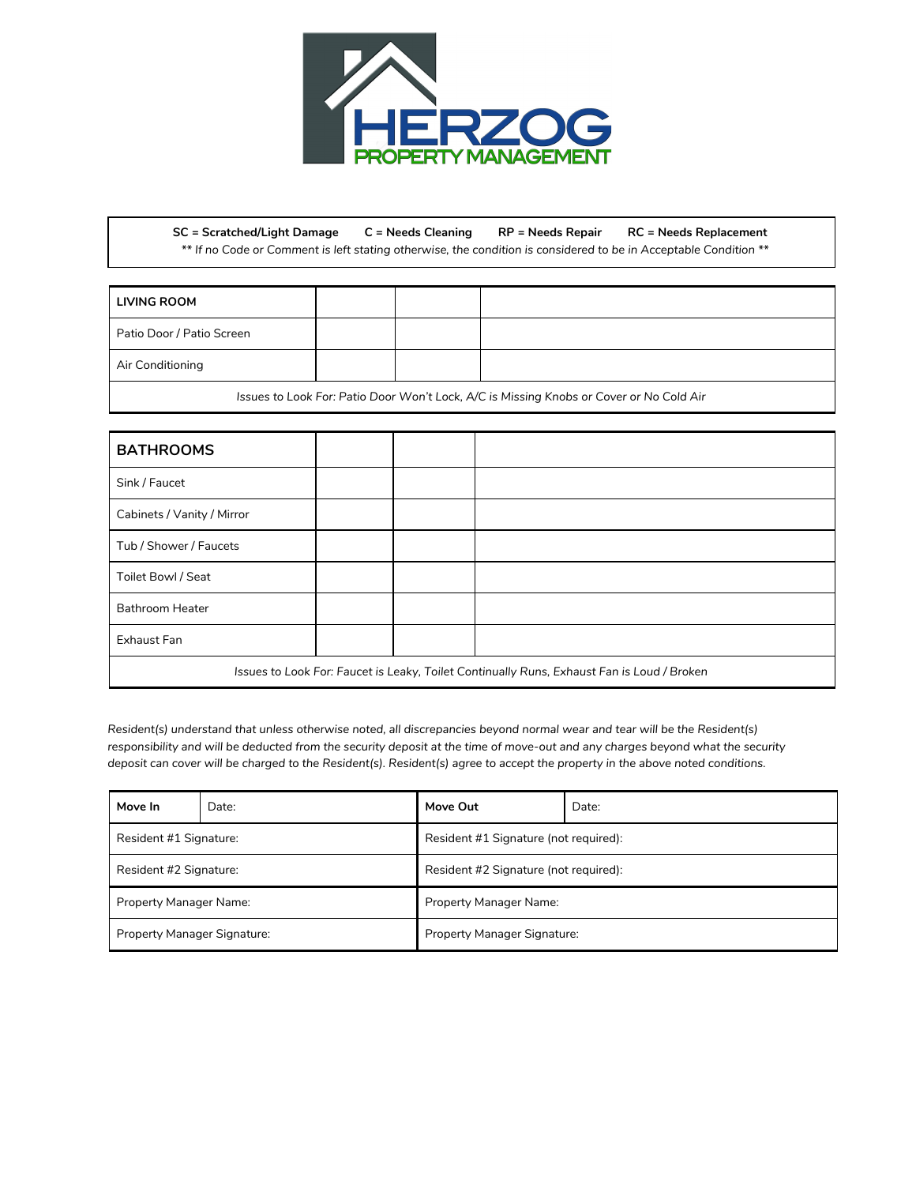HERZOG PROPERTY MANAGEMENT

| **SC = Scratched/Light Damage** | **C = Needs Cleaning** | **RP = Needs Repair** | **RC = Needs Replacement** |
|---|---|---|---|

*\*\* If no Code or Comment is left stating otherwise, the condition is considered to be in Acceptable Condition \*\**

| **LIVING ROOM** | | | |
|---|---|---|---|
| Patio Door / Patio Screen | | | |
| Air Conditioning | | | |
| *Issues to Look For: Patio Door Won't Lock, A/C is Missing Knobs or Cover or No Cold Air* | | | |

| **BATHROOMS** | | | |
|---|---|---|---|
| Sink / Faucet | | | |
| Cabinets / Vanity / Mirror | | | |
| Tub / Shower / Faucets | | | |
| Toilet Bowl / Seat | | | |
| Bathroom Heater | | | |
| Exhaust Fan | | | |
| *Issues to Look For: Faucet is Leaky, Toilet Continually Runs, Exhaust Fan is Loud / Broken* | | | |

*Resident(s) understand that unless otherwise noted, all discrepancies beyond normal wear and tear will be the Resident(s) responsibility and will be deducted from the security deposit at the time of move-out and any charges beyond what the security deposit can cover will be charged to the Resident(s). Resident(s) agree to accept the property in the above noted conditions.*

| **Move In** | Date: | **Move Out** | Date: |
|---|---|---|---|
| Resident #1 Signature: | | Resident #1 Signature (not required): | |
| Resident #2 Signature: | | Resident #2 Signature (not required): | |
| Property Manager Name: | | Property Manager Name: | |
| Property Manager Signature: | | Property Manager Signature: | |